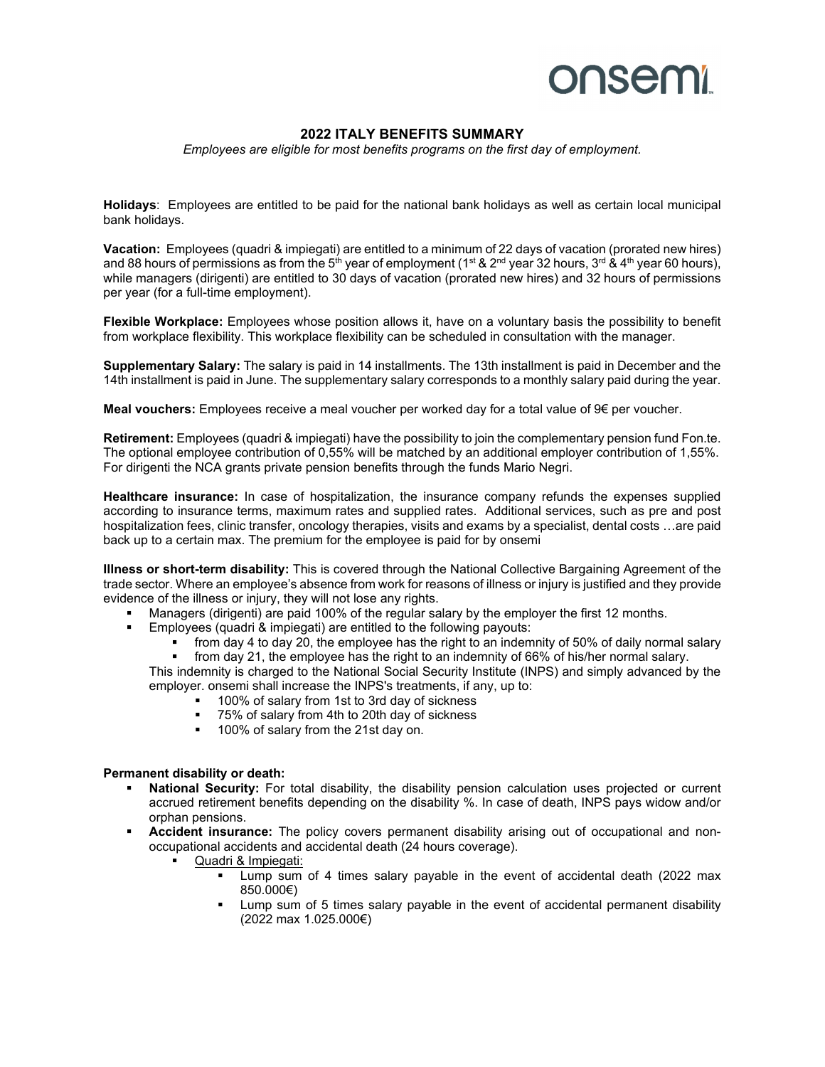onsemi

# 2022 ITALY BENEFITS SUMMARY

*Employees are eligible for most benefits programs on the first day of employment.*

**Holidays**: Employees are entitled to be paid for the national bank holidays as well as certain local municipal bank holidays.

**Vacation:** Employees (quadri & impiegati) are entitled to a minimum of 22 days of vacation (prorated new hires) and 88 hours of permissions as from the 5th year of employment (1st & 2nd year 32 hours, 3rd & 4th year 60 hours), while managers (dirigenti) are entitled to 30 days of vacation (prorated new hires) and 32 hours of permissions per year (for a full-time employment).

**Flexible Workplace:** Employees whose position allows it, have on a voluntary basis the possibility to benefit from workplace flexibility. This workplace flexibility can be scheduled in consultation with the manager.

**Supplementary Salary:** The salary is paid in 14 installments. The 13th installment is paid in December and the 14th installment is paid in June. The supplementary salary corresponds to a monthly salary paid during the year.

**Meal vouchers:** Employees receive a meal voucher per worked day for a total value of 9€ per voucher.

**Retirement:** Employees (quadri & impiegati) have the possibility to join the complementary pension fund Fon.te. The optional employee contribution of 0,55% will be matched by an additional employer contribution of 1,55%. For dirigenti the NCA grants private pension benefits through the funds Mario Negri.

**Healthcare insurance:** In case of hospitalization, the insurance company refunds the expenses supplied according to insurance terms, maximum rates and supplied rates. Additional services, such as pre and post hospitalization fees, clinic transfer, oncology therapies, visits and exams by a specialist, dental costs …are paid back up to a certain max. The premium for the employee is paid for by onsemi

**Illness or short-term disability:** This is covered through the National Collective Bargaining Agreement of the trade sector. Where an employee's absence from work for reasons of illness or injury is justified and they provide evidence of the illness or injury, they will not lose any rights.

- Managers (dirigenti) are paid 100% of the regular salary by the employer the first 12 months.
- Employees (quadri & impiegati) are entitled to the following payouts:
  - from day 4 to day 20, the employee has the right to an indemnity of 50% of daily normal salary
  - from day 21, the employee has the right to an indemnity of 66% of his/her normal salary.

  This indemnity is charged to the National Social Security Institute (INPS) and simply advanced by the employer. onsemi shall increase the INPS's treatments, if any, up to:
  - 100% of salary from 1st to 3rd day of sickness
  - 75% of salary from 4th to 20th day of sickness
  - 100% of salary from the 21st day on.

**Permanent disability or death:**

- **National Security:** For total disability, the disability pension calculation uses projected or current accrued retirement benefits depending on the disability %. In case of death, INPS pays widow and/or orphan pensions.
- **Accident insurance:** The policy covers permanent disability arising out of occupational and non-occupational accidents and accidental death (24 hours coverage).
  - Quadri & Impiegati:
    - Lump sum of 4 times salary payable in the event of accidental death (2022 max 850.000€)
    - Lump sum of 5 times salary payable in the event of accidental permanent disability (2022 max 1.025.000€)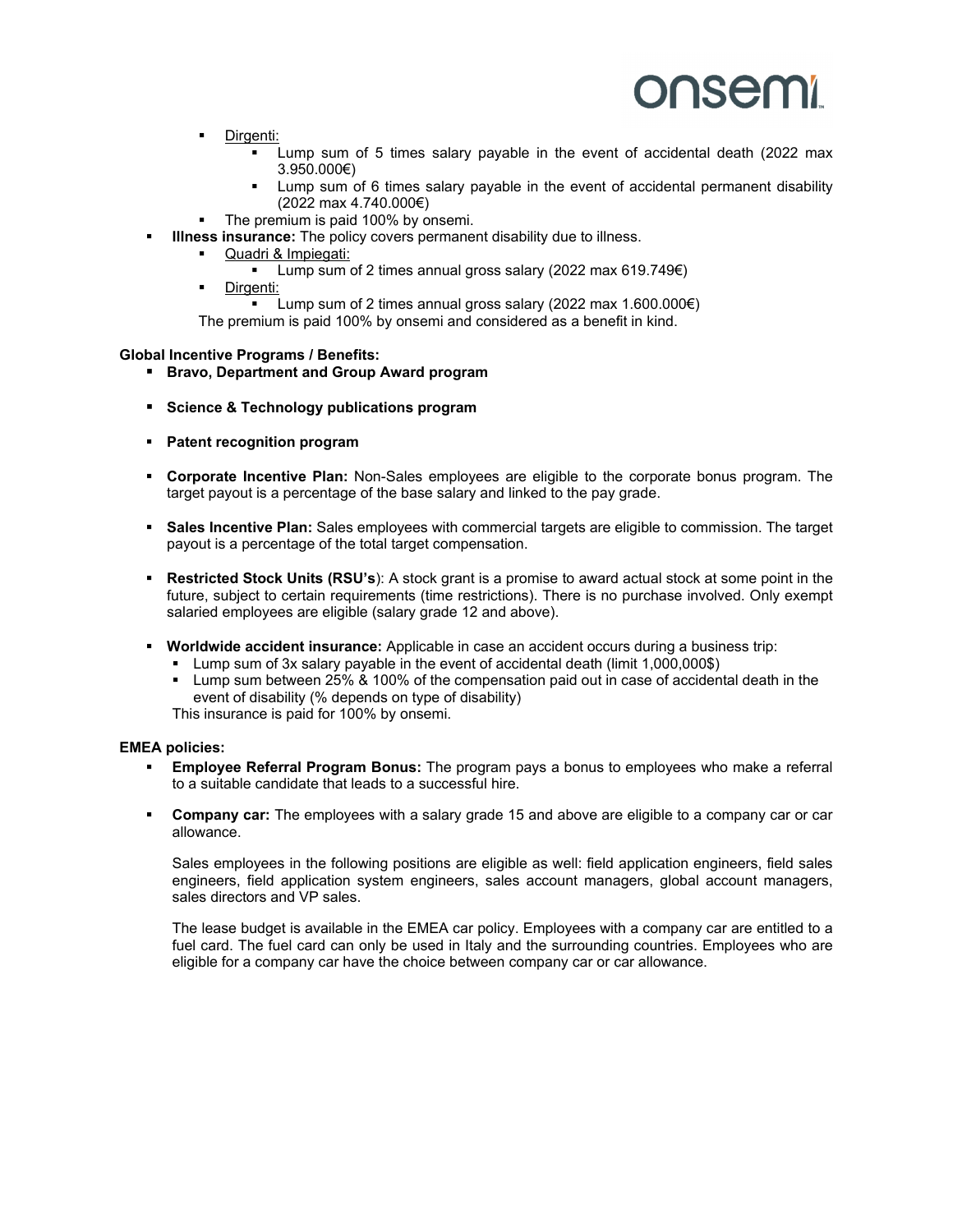- Dirgenti:
  - Lump sum of 5 times salary payable in the event of accidental death (2022 max 3.950.000€)
  - Lump sum of 6 times salary payable in the event of accidental permanent disability (2022 max 4.740.000€)
- The premium is paid 100% by onsemi.

- **Illness insurance:** The policy covers permanent disability due to illness.
  - Quadri & Impiegati:
    - Lump sum of 2 times annual gross salary (2022 max 619.749€)
  - Dirgenti:
    - Lump sum of 2 times annual gross salary (2022 max 1.600.000€)

  The premium is paid 100% by onsemi and considered as a benefit in kind.

**Global Incentive Programs / Benefits:**

- **Bravo, Department and Group Award program**
- **Science & Technology publications program**
- **Patent recognition program**
- **Corporate Incentive Plan:** Non-Sales employees are eligible to the corporate bonus program. The target payout is a percentage of the base salary and linked to the pay grade.
- **Sales Incentive Plan:** Sales employees with commercial targets are eligible to commission. The target payout is a percentage of the total target compensation.
- **Restricted Stock Units (RSU's)**: A stock grant is a promise to award actual stock at some point in the future, subject to certain requirements (time restrictions). There is no purchase involved. Only exempt salaried employees are eligible (salary grade 12 and above).
- **Worldwide accident insurance:** Applicable in case an accident occurs during a business trip:
  - Lump sum of 3x salary payable in the event of accidental death (limit 1,000,000$)
  - Lump sum between 25% & 100% of the compensation paid out in case of accidental death in the event of disability (% depends on type of disability)

  This insurance is paid for 100% by onsemi.

**EMEA policies:**

- **Employee Referral Program Bonus:** The program pays a bonus to employees who make a referral to a suitable candidate that leads to a successful hire.
- **Company car:** The employees with a salary grade 15 and above are eligible to a company car or car allowance.

  Sales employees in the following positions are eligible as well: field application engineers, field sales engineers, field application system engineers, sales account managers, global account managers, sales directors and VP sales.

  The lease budget is available in the EMEA car policy. Employees with a company car are entitled to a fuel card. The fuel card can only be used in Italy and the surrounding countries. Employees who are eligible for a company car have the choice between company car or car allowance.